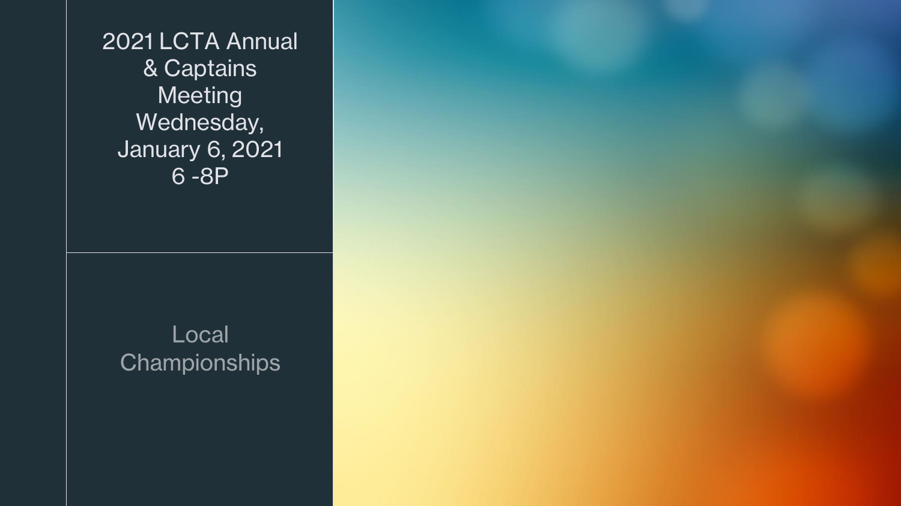# 2021 LCTA Annual & Captains Meeting

Wednesday, January 6, 2021

6 -8P

## Local Championships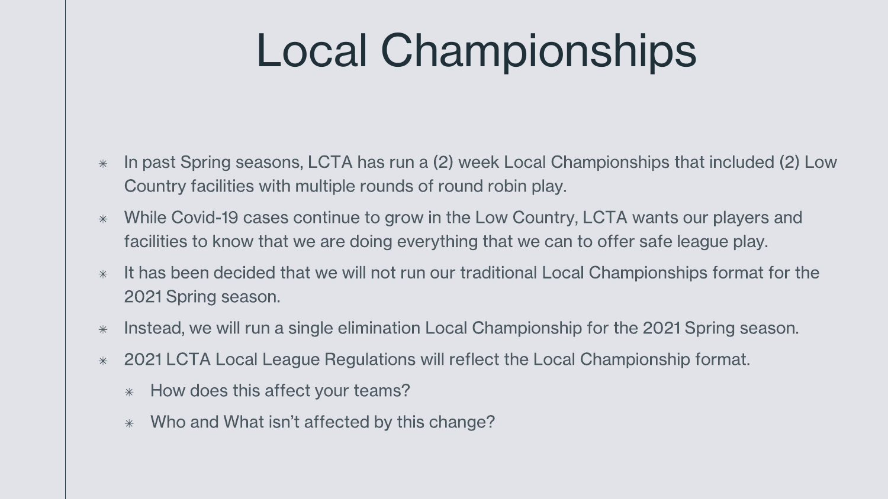# Local Championships

- In past Spring seasons, LCTA has run a (2) week Local Championships that included (2) Low Country facilities with multiple rounds of round robin play.
- While Covid-19 cases continue to grow in the Low Country, LCTA wants our players and facilities to know that we are doing everything that we can to offer safe league play.
- It has been decided that we will not run our traditional Local Championships format for the 2021 Spring season.
- Instead, we will run a single elimination Local Championship for the 2021 Spring season.
- 2021 LCTA Local League Regulations will reflect the Local Championship format.
  - How does this affect your teams?
  - Who and What isn't affected by this change?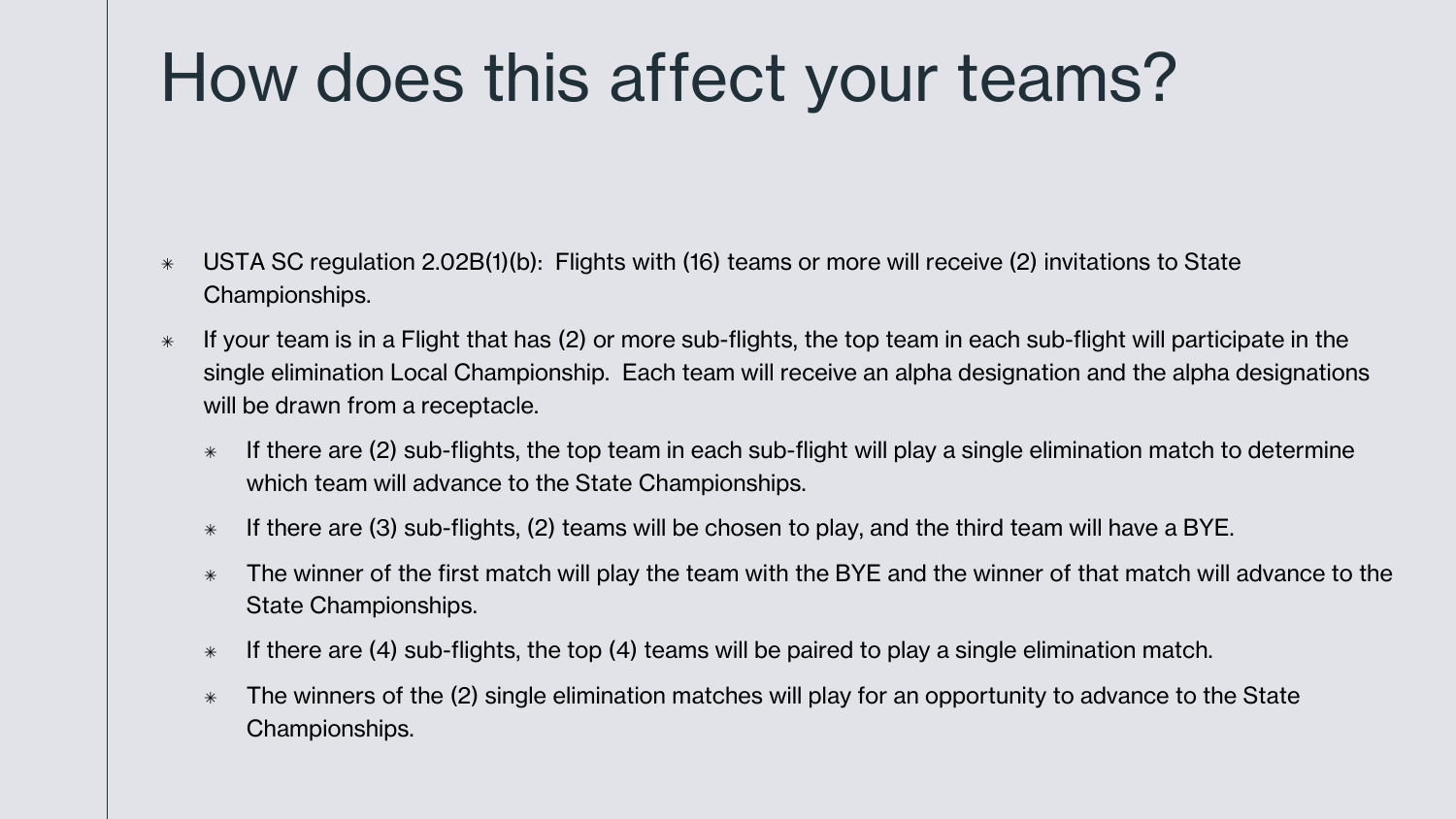# How does this affect your teams?

- USTA SC regulation 2.02B(1)(b): Flights with (16) teams or more will receive (2) invitations to State Championships.
- If your team is in a Flight that has (2) or more sub-flights, the top team in each sub-flight will participate in the single elimination Local Championship. Each team will receive an alpha designation and the alpha designations will be drawn from a receptacle.
  - If there are (2) sub-flights, the top team in each sub-flight will play a single elimination match to determine which team will advance to the State Championships.
  - If there are (3) sub-flights, (2) teams will be chosen to play, and the third team will have a BYE.
  - The winner of the first match will play the team with the BYE and the winner of that match will advance to the State Championships.
  - If there are (4) sub-flights, the top (4) teams will be paired to play a single elimination match.
  - The winners of the (2) single elimination matches will play for an opportunity to advance to the State Championships.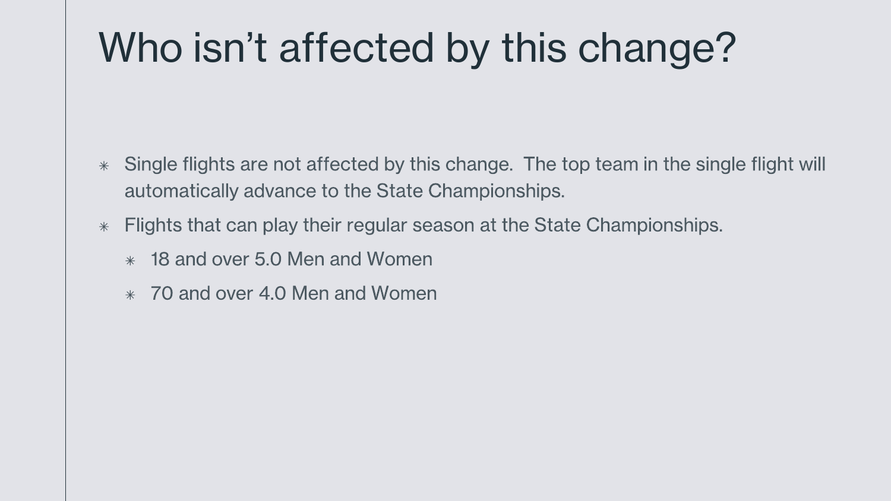# Who isn't affected by this change?

- Single flights are not affected by this change.  The top team in the single flight will automatically advance to the State Championships.
- Flights that can play their regular season at the State Championships.
  - 18 and over 5.0 Men and Women
  - 70 and over 4.0 Men and Women